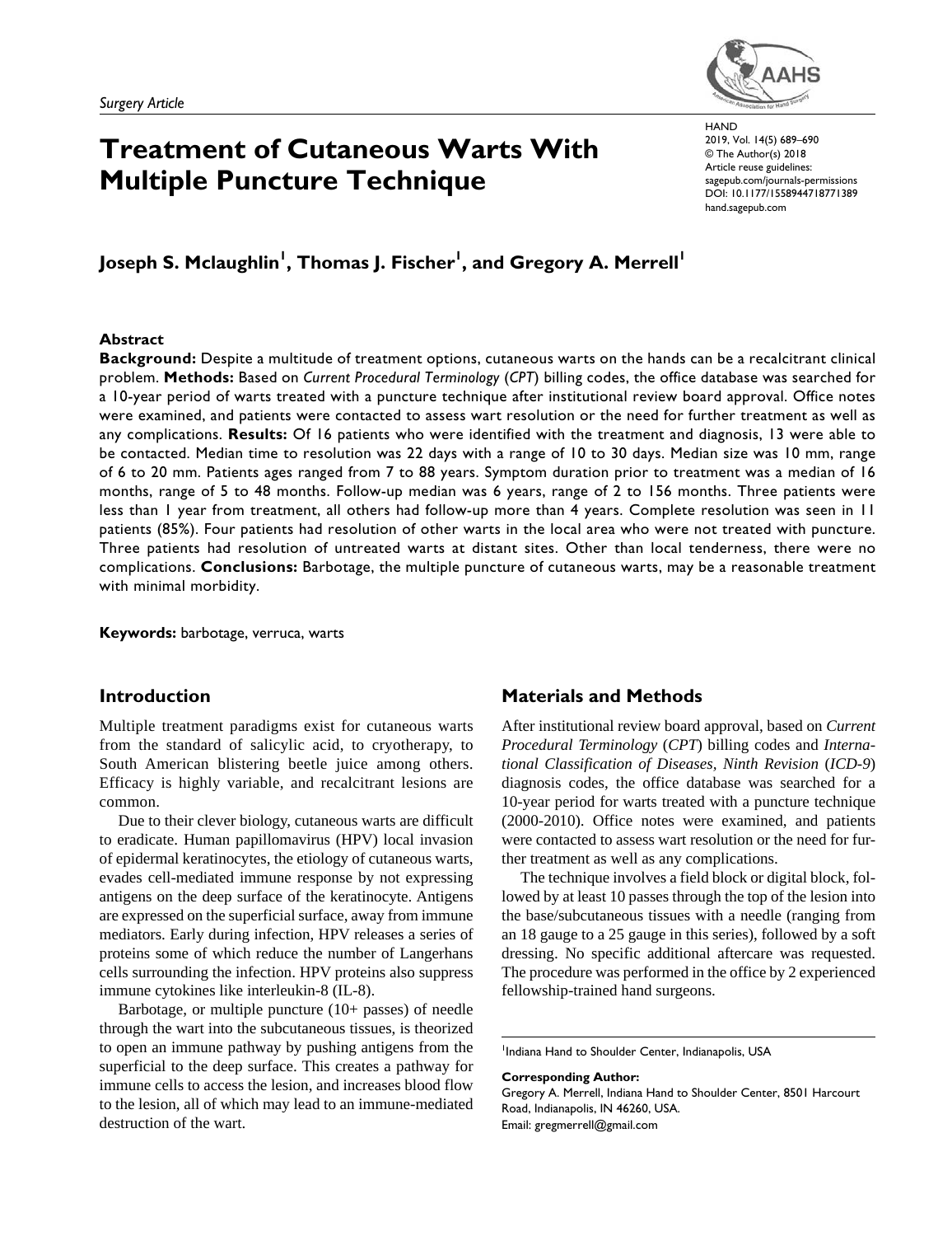*Surgery Article*

# Treatment of Cutaneous Warts With Multiple Puncture Technique

HAND
© The Author(s) 2018
Article reuse guidelines:
sagepub.com/journals-permissions
DOI: 10.1177/1558944718771389
hand.sagepub.com

**Joseph S. Mclaughlin[1], Thomas J. Fischer[1], and Gregory A. Merrell[1]**

## Abstract

**Background:** Despite a multitude of treatment options, cutaneous warts on the hands can be a recalcitrant clinical problem. **Methods:** Based on *Current Procedural Terminology* (*CPT*) billing codes, the office database was searched for a 10-year period of warts treated with a puncture technique after institutional review board approval. Office notes were examined, and patients were contacted to assess wart resolution or the need for further treatment as well as any complications. **Results:** Of 16 patients who were identified with the treatment and diagnosis, 13 were able to be contacted. Median time to resolution was 22 days with a range of 10 to 30 days. Median size was 10 mm, range of 6 to 20 mm. Patients ages ranged from 7 to 88 years. Symptom duration prior to treatment was a median of 16 months, range of 5 to 48 months. Follow-up median was 6 years, range of 2 to 156 months. Three patients were less than 1 year from treatment, all others had follow-up more than 4 years. Complete resolution was seen in 11 patients (85%). Four patients had resolution of other warts in the local area who were not treated with puncture. Three patients had resolution of untreated warts at distant sites. Other than local tenderness, there were no complications. **Conclusions:** Barbotage, the multiple puncture of cutaneous warts, may be a reasonable treatment with minimal morbidity.

**Keywords:** barbotage, verruca, warts

## Introduction

Multiple treatment paradigms exist for cutaneous warts from the standard of salicylic acid, to cryotherapy, to South American blistering beetle juice among others. Efficacy is highly variable, and recalcitrant lesions are common.

Due to their clever biology, cutaneous warts are difficult to eradicate. Human papillomavirus (HPV) local invasion of epidermal keratinocytes, the etiology of cutaneous warts, evades cell-mediated immune response by not expressing antigens on the deep surface of the keratinocyte. Antigens are expressed on the superficial surface, away from immune mediators. Early during infection, HPV releases a series of proteins some of which reduce the number of Langerhans cells surrounding the infection. HPV proteins also suppress immune cytokines like interleukin-8 (IL-8).

Barbotage, or multiple puncture (10+ passes) of needle through the wart into the subcutaneous tissues, is theorized to open an immune pathway by pushing antigens from the superficial to the deep surface. This creates a pathway for immune cells to access the lesion, and increases blood flow to the lesion, all of which may lead to an immune-mediated destruction of the wart.

## Materials and Methods

After institutional review board approval, based on *Current Procedural Terminology* (*CPT*) billing codes and *International Classification of Diseases, Ninth Revision* (*ICD-9*) diagnosis codes, the office database was searched for a 10-year period for warts treated with a puncture technique (2000-2010). Office notes were examined, and patients were contacted to assess wart resolution or the need for further treatment as well as any complications.

The technique involves a field block or digital block, followed by at least 10 passes through the top of the lesion into the base/subcutaneous tissues with a needle (ranging from an 18 gauge to a 25 gauge in this series), followed by a soft dressing. No specific additional aftercare was requested. The procedure was performed in the office by 2 experienced fellowship-trained hand surgeons.

---

[1]Indiana Hand to Shoulder Center, Indianapolis, USA

**Corresponding Author:**
Gregory A. Merrell, Indiana Hand to Shoulder Center, 8501 Harcourt Road, Indianapolis, IN 46260, USA.
Email: gregmerrell@gmail.com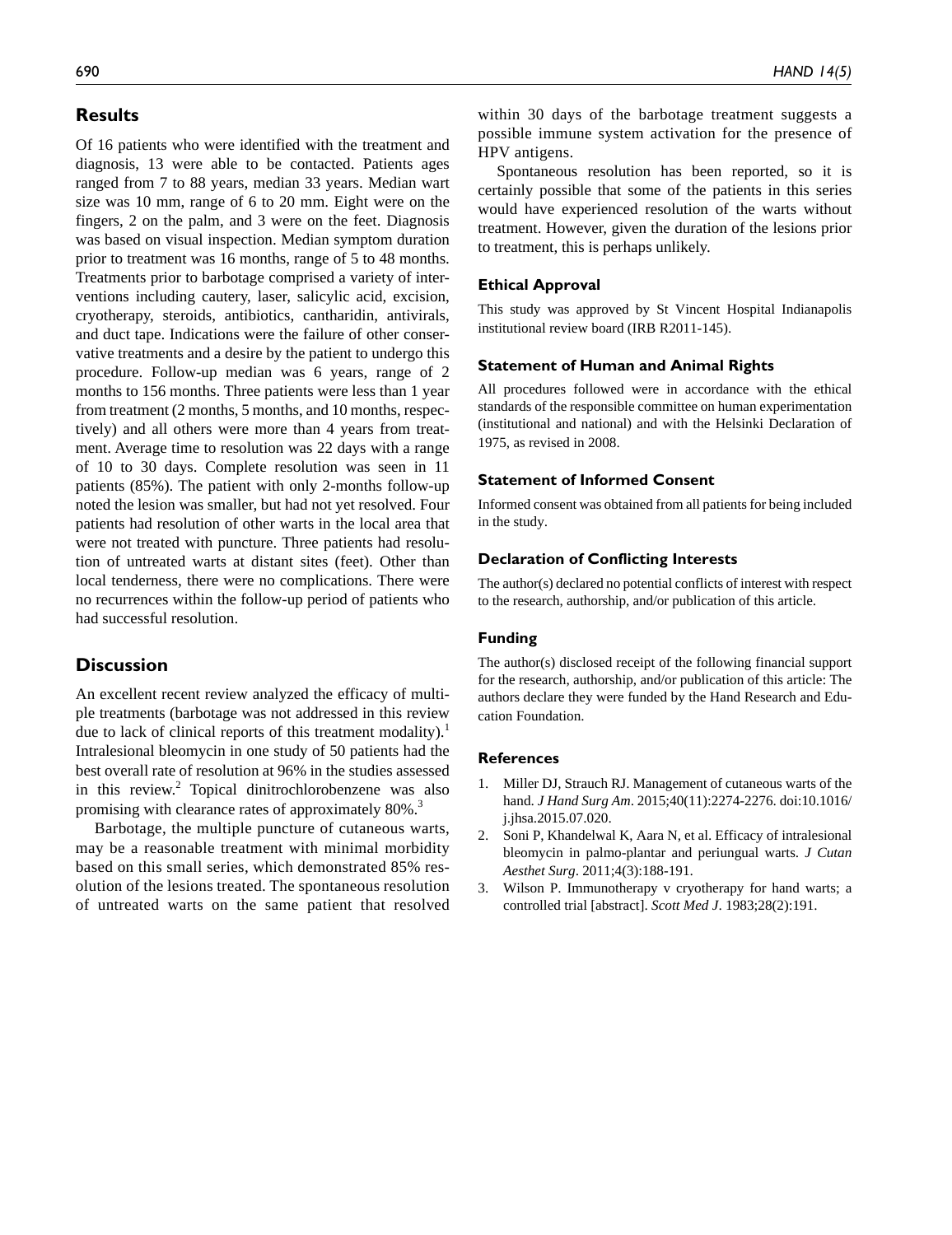## Results

Of 16 patients who were identified with the treatment and diagnosis, 13 were able to be contacted. Patients ages ranged from 7 to 88 years, median 33 years. Median wart size was 10 mm, range of 6 to 20 mm. Eight were on the fingers, 2 on the palm, and 3 were on the feet. Diagnosis was based on visual inspection. Median symptom duration prior to treatment was 16 months, range of 5 to 48 months. Treatments prior to barbotage comprised a variety of interventions including cautery, laser, salicylic acid, excision, cryotherapy, steroids, antibiotics, cantharidin, antivirals, and duct tape. Indications were the failure of other conservative treatments and a desire by the patient to undergo this procedure. Follow-up median was 6 years, range of 2 months to 156 months. Three patients were less than 1 year from treatment (2 months, 5 months, and 10 months, respectively) and all others were more than 4 years from treatment. Average time to resolution was 22 days with a range of 10 to 30 days. Complete resolution was seen in 11 patients (85%). The patient with only 2-months follow-up noted the lesion was smaller, but had not yet resolved. Four patients had resolution of other warts in the local area that were not treated with puncture. Three patients had resolution of untreated warts at distant sites (feet). Other than local tenderness, there were no complications. There were no recurrences within the follow-up period of patients who had successful resolution.

## Discussion

An excellent recent review analyzed the efficacy of multiple treatments (barbotage was not addressed in this review due to lack of clinical reports of this treatment modality).[1] Intralesional bleomycin in one study of 50 patients had the best overall rate of resolution at 96% in the studies assessed in this review.[2] Topical dinitrochlorobenzene was also promising with clearance rates of approximately 80%.[3]

Barbotage, the multiple puncture of cutaneous warts, may be a reasonable treatment with minimal morbidity based on this small series, which demonstrated 85% resolution of the lesions treated. The spontaneous resolution of untreated warts on the same patient that resolved within 30 days of the barbotage treatment suggests a possible immune system activation for the presence of HPV antigens.

Spontaneous resolution has been reported, so it is certainly possible that some of the patients in this series would have experienced resolution of the warts without treatment. However, given the duration of the lesions prior to treatment, this is perhaps unlikely.

### Ethical Approval

This study was approved by St Vincent Hospital Indianapolis institutional review board (IRB R2011-145).

### Statement of Human and Animal Rights

All procedures followed were in accordance with the ethical standards of the responsible committee on human experimentation (institutional and national) and with the Helsinki Declaration of 1975, as revised in 2008.

### Statement of Informed Consent

Informed consent was obtained from all patients for being included in the study.

### Declaration of Conflicting Interests

The author(s) declared no potential conflicts of interest with respect to the research, authorship, and/or publication of this article.

### Funding

The author(s) disclosed receipt of the following financial support for the research, authorship, and/or publication of this article: The authors declare they were funded by the Hand Research and Education Foundation.

### References

1. Miller DJ, Strauch RJ. Management of cutaneous warts of the hand. *J Hand Surg Am*. 2015;40(11):2274-2276. doi:10.1016/j.jhsa.2015.07.020.
2. Soni P, Khandelwal K, Aara N, et al. Efficacy of intralesional bleomycin in palmo-plantar and periungual warts. *J Cutan Aesthet Surg*. 2011;4(3):188-191.
3. Wilson P. Immunotherapy v cryotherapy for hand warts; a controlled trial [abstract]. *Scott Med J*. 1983;28(2):191.